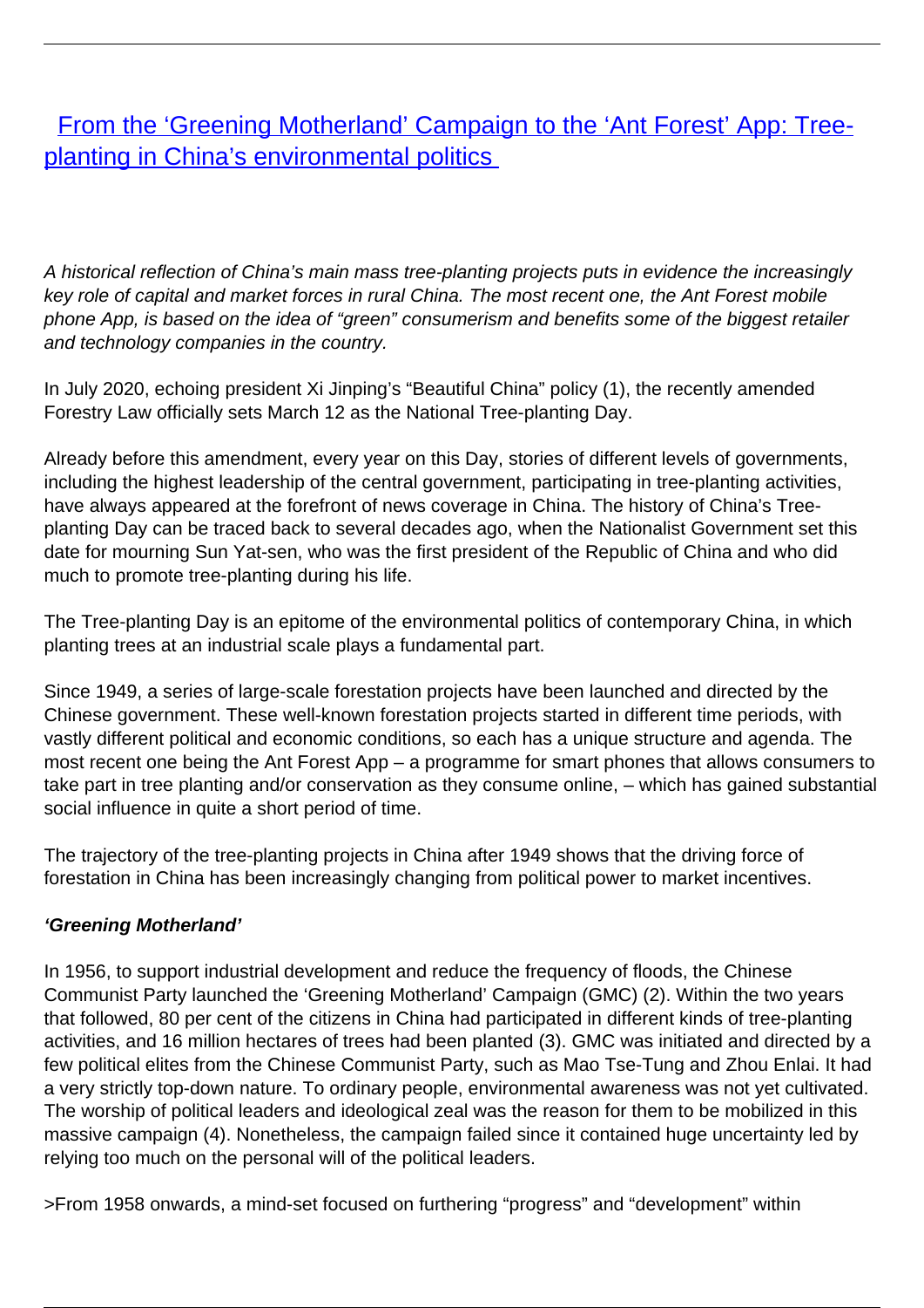# [From the 'Greening Motherland' Campaign to the 'Ant Forest' App: Tree-planting in China's environmental politics](#)

*A historical reflection of China's main mass tree-planting projects puts in evidence the increasingly key role of capital and market forces in rural China. The most recent one, the Ant Forest mobile phone App, is based on the idea of "green" consumerism and benefits some of the biggest retailer and technology companies in the country.*

In July 2020, echoing president Xi Jinping's "Beautiful China" policy (1), the recently amended Forestry Law officially sets March 12 as the National Tree-planting Day.

Already before this amendment, every year on this Day, stories of different levels of governments, including the highest leadership of the central government, participating in tree-planting activities, have always appeared at the forefront of news coverage in China. The history of China's Tree-planting Day can be traced back to several decades ago, when the Nationalist Government set this date for mourning Sun Yat-sen, who was the first president of the Republic of China and who did much to promote tree-planting during his life.

The Tree-planting Day is an epitome of the environmental politics of contemporary China, in which planting trees at an industrial scale plays a fundamental part.

Since 1949, a series of large-scale forestation projects have been launched and directed by the Chinese government. These well-known forestation projects started in different time periods, with vastly different political and economic conditions, so each has a unique structure and agenda. The most recent one being the Ant Forest App – a programme for smart phones that allows consumers to take part in tree planting and/or conservation as they consume online, – which has gained substantial social influence in quite a short period of time.

The trajectory of the tree-planting projects in China after 1949 shows that the driving force of forestation in China has been increasingly changing from political power to market incentives.

**'Greening Motherland'**

In 1956, to support industrial development and reduce the frequency of floods, the Chinese Communist Party launched the 'Greening Motherland' Campaign (GMC) (2). Within the two years that followed, 80 per cent of the citizens in China had participated in different kinds of tree-planting activities, and 16 million hectares of trees had been planted (3). GMC was initiated and directed by a few political elites from the Chinese Communist Party, such as Mao Tse-Tung and Zhou Enlai. It had a very strictly top-down nature. To ordinary people, environmental awareness was not yet cultivated. The worship of political leaders and ideological zeal was the reason for them to be mobilized in this massive campaign (4). Nonetheless, the campaign failed since it contained huge uncertainty led by relying too much on the personal will of the political leaders.

>From 1958 onwards, a mind-set focused on furthering "progress" and "development" within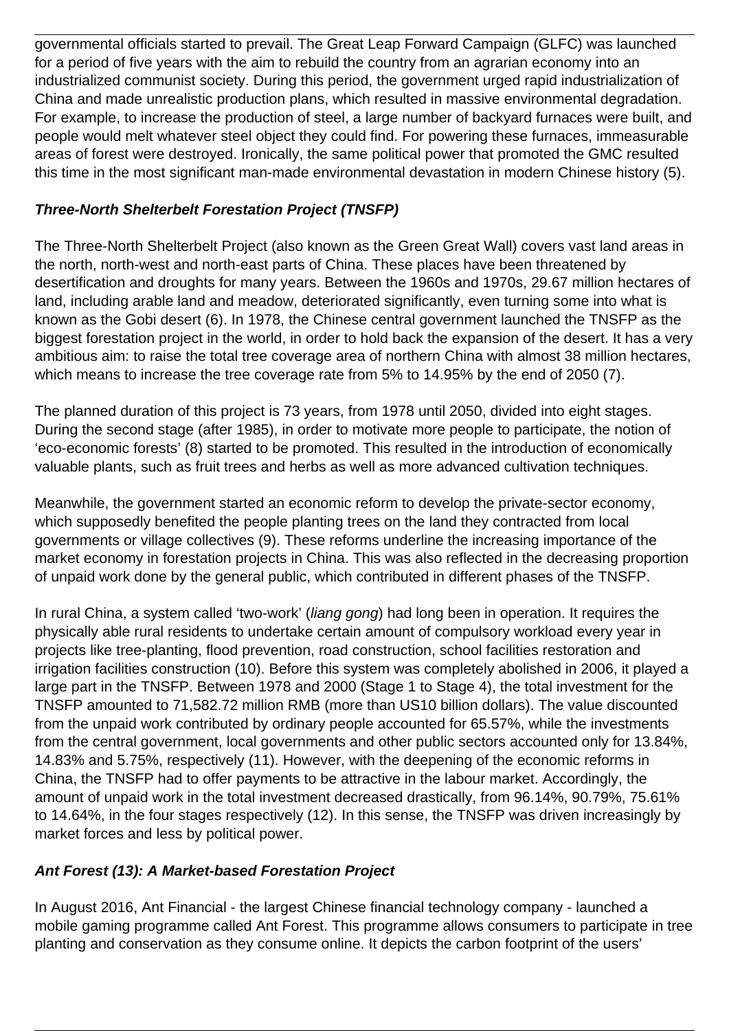governmental officials started to prevail. The Great Leap Forward Campaign (GLFC) was launched for a period of five years with the aim to rebuild the country from an agrarian economy into an industrialized communist society. During this period, the government urged rapid industrialization of China and made unrealistic production plans, which resulted in massive environmental degradation. For example, to increase the production of steel, a large number of backyard furnaces were built, and people would melt whatever steel object they could find. For powering these furnaces, immeasurable areas of forest were destroyed. Ironically, the same political power that promoted the GMC resulted this time in the most significant man-made environmental devastation in modern Chinese history (5).

### *Three-North Shelterbelt Forestation Project (TNSFP)*

The Three-North Shelterbelt Project (also known as the Green Great Wall) covers vast land areas in the north, north-west and north-east parts of China. These places have been threatened by desertification and droughts for many years. Between the 1960s and 1970s, 29.67 million hectares of land, including arable land and meadow, deteriorated significantly, even turning some into what is known as the Gobi desert (6). In 1978, the Chinese central government launched the TNSFP as the biggest forestation project in the world, in order to hold back the expansion of the desert. It has a very ambitious aim: to raise the total tree coverage area of northern China with almost 38 million hectares, which means to increase the tree coverage rate from 5% to 14.95% by the end of 2050 (7).

The planned duration of this project is 73 years, from 1978 until 2050, divided into eight stages. During the second stage (after 1985), in order to motivate more people to participate, the notion of 'eco-economic forests' (8) started to be promoted. This resulted in the introduction of economically valuable plants, such as fruit trees and herbs as well as more advanced cultivation techniques.

Meanwhile, the government started an economic reform to develop the private-sector economy, which supposedly benefited the people planting trees on the land they contracted from local governments or village collectives (9). These reforms underline the increasing importance of the market economy in forestation projects in China. This was also reflected in the decreasing proportion of unpaid work done by the general public, which contributed in different phases of the TNSFP.

In rural China, a system called 'two-work' (*liang gong*) had long been in operation. It requires the physically able rural residents to undertake certain amount of compulsory workload every year in projects like tree-planting, flood prevention, road construction, school facilities restoration and irrigation facilities construction (10). Before this system was completely abolished in 2006, it played a large part in the TNSFP. Between 1978 and 2000 (Stage 1 to Stage 4), the total investment for the TNSFP amounted to 71,582.72 million RMB (more than US10 billion dollars). The value discounted from the unpaid work contributed by ordinary people accounted for 65.57%, while the investments from the central government, local governments and other public sectors accounted only for 13.84%, 14.83% and 5.75%, respectively (11). However, with the deepening of the economic reforms in China, the TNSFP had to offer payments to be attractive in the labour market. Accordingly, the amount of unpaid work in the total investment decreased drastically, from 96.14%, 90.79%, 75.61% to 14.64%, in the four stages respectively (12). In this sense, the TNSFP was driven increasingly by market forces and less by political power.

### *Ant Forest (13): A Market-based Forestation Project*

In August 2016, Ant Financial - the largest Chinese financial technology company - launched a mobile gaming programme called Ant Forest. This programme allows consumers to participate in tree planting and conservation as they consume online. It depicts the carbon footprint of the users'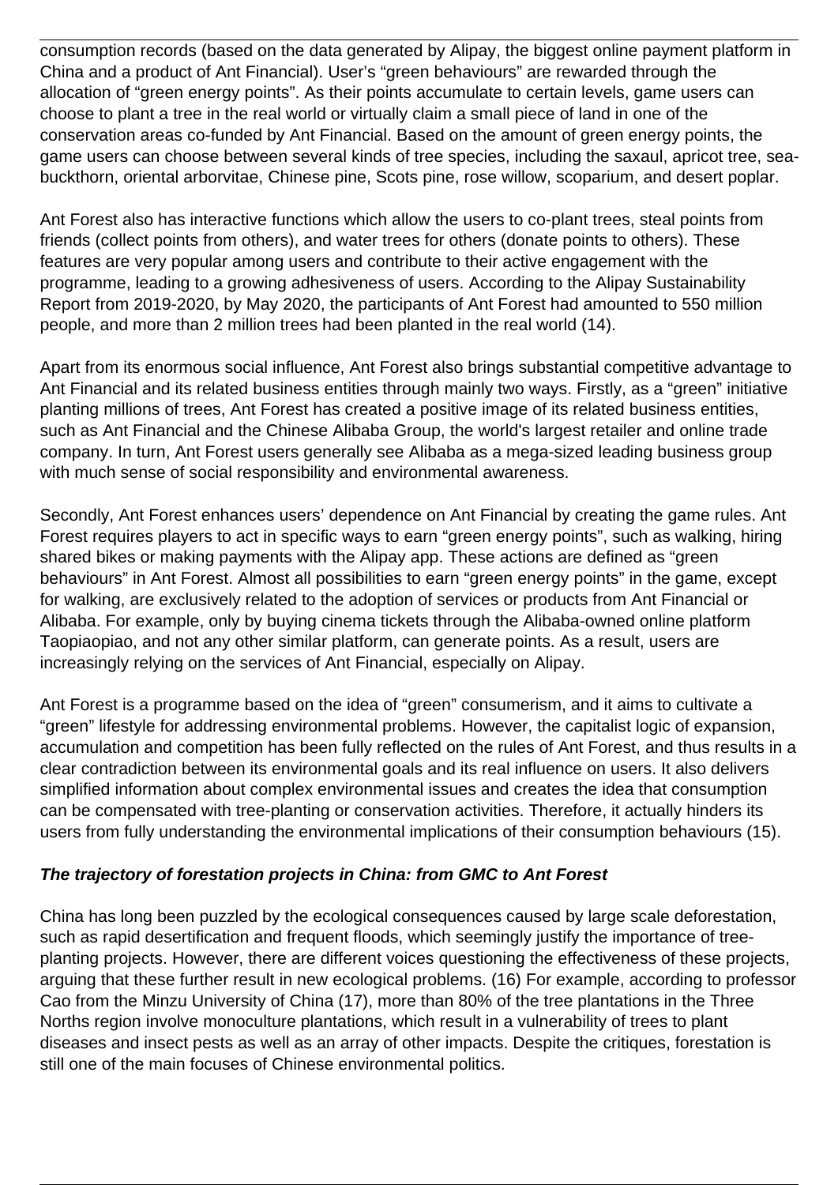consumption records (based on the data generated by Alipay, the biggest online payment platform in China and a product of Ant Financial). User's "green behaviours" are rewarded through the allocation of "green energy points". As their points accumulate to certain levels, game users can choose to plant a tree in the real world or virtually claim a small piece of land in one of the conservation areas co-funded by Ant Financial. Based on the amount of green energy points, the game users can choose between several kinds of tree species, including the saxaul, apricot tree, sea-buckthorn, oriental arborvitae, Chinese pine, Scots pine, rose willow, scoparium, and desert poplar.

Ant Forest also has interactive functions which allow the users to co-plant trees, steal points from friends (collect points from others), and water trees for others (donate points to others). These features are very popular among users and contribute to their active engagement with the programme, leading to a growing adhesiveness of users. According to the Alipay Sustainability Report from 2019-2020, by May 2020, the participants of Ant Forest had amounted to 550 million people, and more than 2 million trees had been planted in the real world (14).

Apart from its enormous social influence, Ant Forest also brings substantial competitive advantage to Ant Financial and its related business entities through mainly two ways. Firstly, as a "green" initiative planting millions of trees, Ant Forest has created a positive image of its related business entities, such as Ant Financial and the Chinese Alibaba Group, the world's largest retailer and online trade company. In turn, Ant Forest users generally see Alibaba as a mega-sized leading business group with much sense of social responsibility and environmental awareness.

Secondly, Ant Forest enhances users' dependence on Ant Financial by creating the game rules. Ant Forest requires players to act in specific ways to earn "green energy points", such as walking, hiring shared bikes or making payments with the Alipay app. These actions are defined as "green behaviours" in Ant Forest. Almost all possibilities to earn "green energy points" in the game, except for walking, are exclusively related to the adoption of services or products from Ant Financial or Alibaba. For example, only by buying cinema tickets through the Alibaba-owned online platform Taopiaopiao, and not any other similar platform, can generate points. As a result, users are increasingly relying on the services of Ant Financial, especially on Alipay.

Ant Forest is a programme based on the idea of "green" consumerism, and it aims to cultivate a "green" lifestyle for addressing environmental problems. However, the capitalist logic of expansion, accumulation and competition has been fully reflected on the rules of Ant Forest, and thus results in a clear contradiction between its environmental goals and its real influence on users. It also delivers simplified information about complex environmental issues and creates the idea that consumption can be compensated with tree-planting or conservation activities. Therefore, it actually hinders its users from fully understanding the environmental implications of their consumption behaviours (15).

***The trajectory of forestation projects in China: from GMC to Ant Forest***

China has long been puzzled by the ecological consequences caused by large scale deforestation, such as rapid desertification and frequent floods, which seemingly justify the importance of tree-planting projects. However, there are different voices questioning the effectiveness of these projects, arguing that these further result in new ecological problems. (16) For example, according to professor Cao from the Minzu University of China (17), more than 80% of the tree plantations in the Three Norths region involve monoculture plantations, which result in a vulnerability of trees to plant diseases and insect pests as well as an array of other impacts. Despite the critiques, forestation is still one of the main focuses of Chinese environmental politics.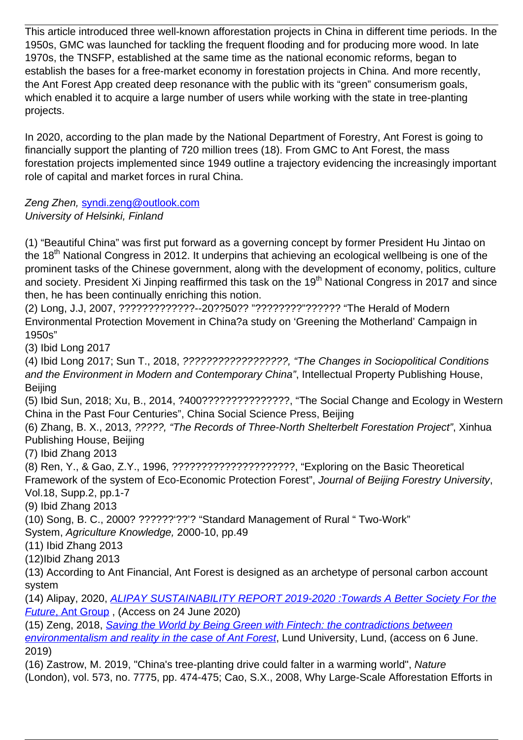This article introduced three well-known afforestation projects in China in different time periods. In the 1950s, GMC was launched for tackling the frequent flooding and for producing more wood. In late 1970s, the TNSFP, established at the same time as the national economic reforms, began to establish the bases for a free-market economy in forestation projects in China. And more recently, the Ant Forest App created deep resonance with the public with its “green” consumerism goals, which enabled it to acquire a large number of users while working with the state in tree-planting projects.

In 2020, according to the plan made by the National Department of Forestry, Ant Forest is going to financially support the planting of 720 million trees (18). From GMC to Ant Forest, the mass forestation projects implemented since 1949 outline a trajectory evidencing the increasingly important role of capital and market forces in rural China.

*Zeng Zhen,* syndi.zeng@outlook.com
*University of Helsinki, Finland*

(1) “Beautiful China” was first put forward as a governing concept by former President Hu Jintao on the 18th National Congress in 2012. It underpins that achieving an ecological wellbeing is one of the prominent tasks of the Chinese government, along with the development of economy, politics, culture and society. President Xi Jinping reaffirmed this task on the 19th National Congress in 2017 and since then, he has been continually enriching this notion.
(2) Long, J.J, 2007, ?????????????--20??50?? "????????"?????? “The Herald of Modern Environmental Protection Movement in China?a study on ‘Greening the Motherland’ Campaign in 1950s”
(3) Ibid Long 2017
(4) Ibid Long 2017; Sun T., 2018, *??????????????????, “The Changes in Sociopolitical Conditions and the Environment in Modern and Contemporary China”*, Intellectual Property Publishing House, Beijing
(5) Ibid Sun, 2018; Xu, B., 2014, ?400???????????????, “The Social Change and Ecology in Western China in the Past Four Centuries”, China Social Science Press, Beijing
(6) Zhang, B. X., 2013, *?????, “The Records of Three-North Shelterbelt Forestation Project”*, Xinhua Publishing House, Beijing
(7) Ibid Zhang 2013
(8) Ren, Y., & Gao, Z.Y., 1996, ?????????????????????, “Exploring on the Basic Theoretical Framework of the system of Eco-Economic Protection Forest”, *Journal of Beijing Forestry University*, Vol.18, Supp.2, pp.1-7
(9) Ibid Zhang 2013
(10) Song, B. C., 2000? ??????‘??’? “Standard Management of Rural “ Two-Work” System, *Agriculture Knowledge,* 2000-10, pp.49
(11) Ibid Zhang 2013
(12)Ibid Zhang 2013
(13) According to Ant Financial, Ant Forest is designed as an archetype of personal carbon account system
(14) Alipay, 2020, *ALIPAY SUSTAINABILITY REPORT 2019-2020 :Towards A Better Society For the Future*, Ant Group , (Access on 24 June 2020)
(15) Zeng, 2018, *Saving the World by Being Green with Fintech: the contradictions between environmentalism and reality in the case of Ant Forest*, Lund University, Lund, (access on 6 June. 2019)
(16) Zastrow, M. 2019, "China's tree-planting drive could falter in a warming world", *Nature* (London), vol. 573, no. 7775, pp. 474-475; Cao, S.X., 2008, Why Large-Scale Afforestation Efforts in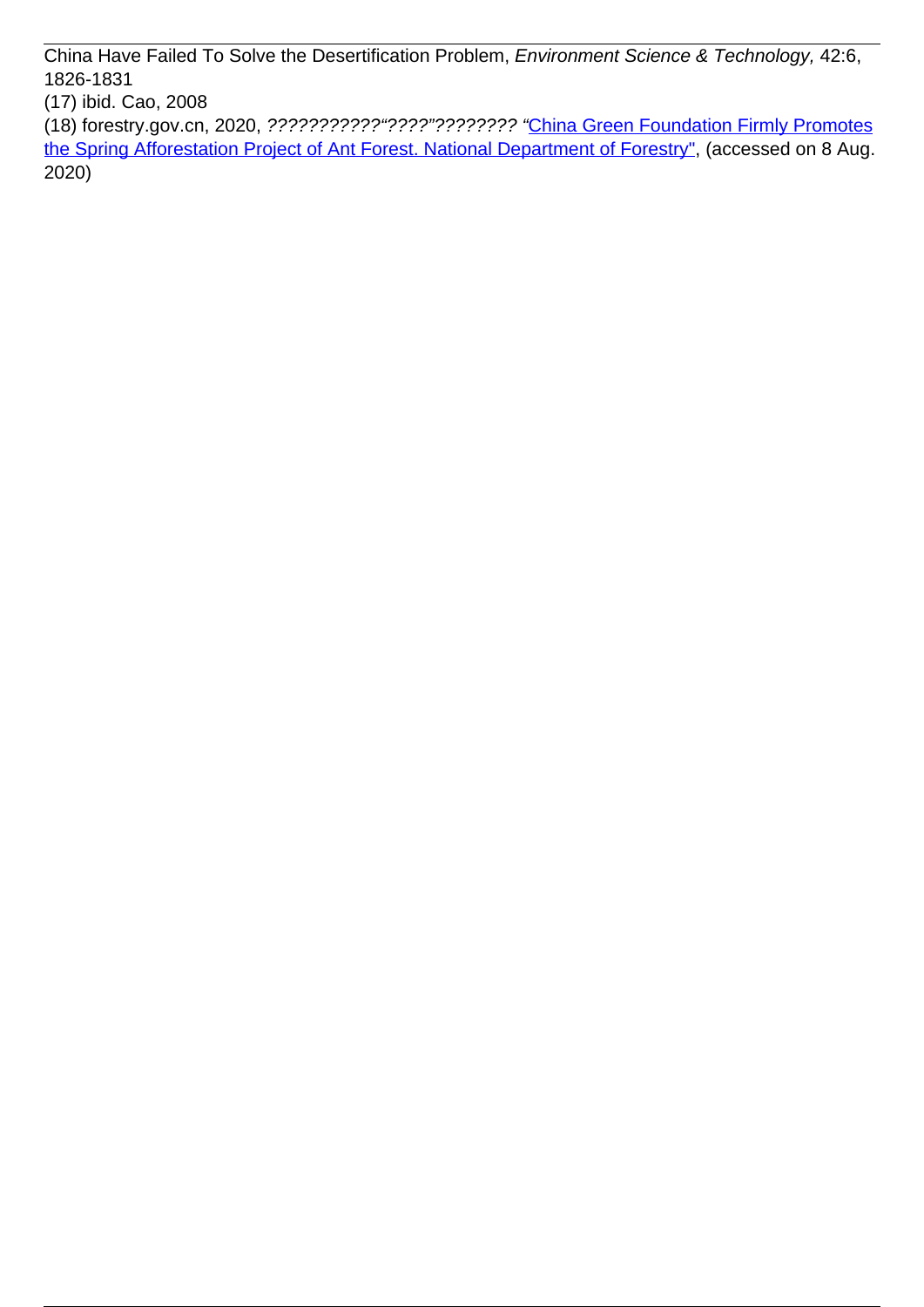China Have Failed To Solve the Desertification Problem, *Environment Science & Technology,* 42:6, 1826-1831

(17) ibid. Cao, 2008

(18) forestry.gov.cn, 2020, *???????????“????”???????? “*China Green Foundation Firmly Promotes the Spring Afforestation Project of Ant Forest. National Department of Forestry", (accessed on 8 Aug. 2020)